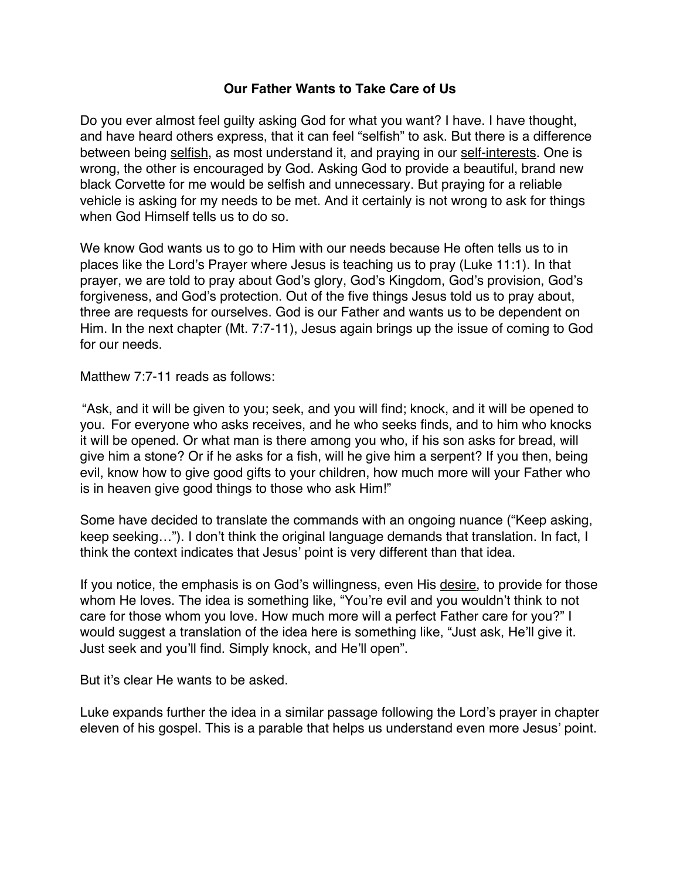# Our Father Wants to Take Care of Us

Do you ever almost feel guilty asking God for what you want? I have. I have thought, and have heard others express, that it can feel "selfish" to ask. But there is a difference between being <u>selfish</u>, as most understand it, and praying in our <u>self-interests</u>. One is wrong, the other is encouraged by God. Asking God to provide a beautiful, brand new black Corvette for me would be selfish and unnecessary. But praying for a reliable vehicle is asking for my needs to be met. And it certainly is not wrong to ask for things when God Himself tells us to do so.

We know God wants us to go to Him with our needs because He often tells us to in places like the Lord's Prayer where Jesus is teaching us to pray (Luke 11:1). In that prayer, we are told to pray about God's glory, God's Kingdom, God's provision, God's forgiveness, and God's protection. Out of the five things Jesus told us to pray about, three are requests for ourselves. God is our Father and wants us to be dependent on Him. In the next chapter (Mt. 7:7-11), Jesus again brings up the issue of coming to God for our needs.

Matthew 7:7-11 reads as follows:

"Ask, and it will be given to you; seek, and you will find; knock, and it will be opened to you. For everyone who asks receives, and he who seeks finds, and to him who knocks it will be opened. Or what man is there among you who, if his son asks for bread, will give him a stone? Or if he asks for a fish, will he give him a serpent? If you then, being evil, know how to give good gifts to your children, how much more will your Father who is in heaven give good things to those who ask Him!"

Some have decided to translate the commands with an ongoing nuance ("Keep asking, keep seeking…"). I don't think the original language demands that translation. In fact, I think the context indicates that Jesus' point is very different than that idea.

If you notice, the emphasis is on God's willingness, even His <u>desire</u>, to provide for those whom He loves. The idea is something like, "You're evil and you wouldn't think to not care for those whom you love. How much more will a perfect Father care for you?" I would suggest a translation of the idea here is something like, "Just ask, He'll give it. Just seek and you'll find. Simply knock, and He'll open".

But it's clear He wants to be asked.

Luke expands further the idea in a similar passage following the Lord's prayer in chapter eleven of his gospel. This is a parable that helps us understand even more Jesus' point.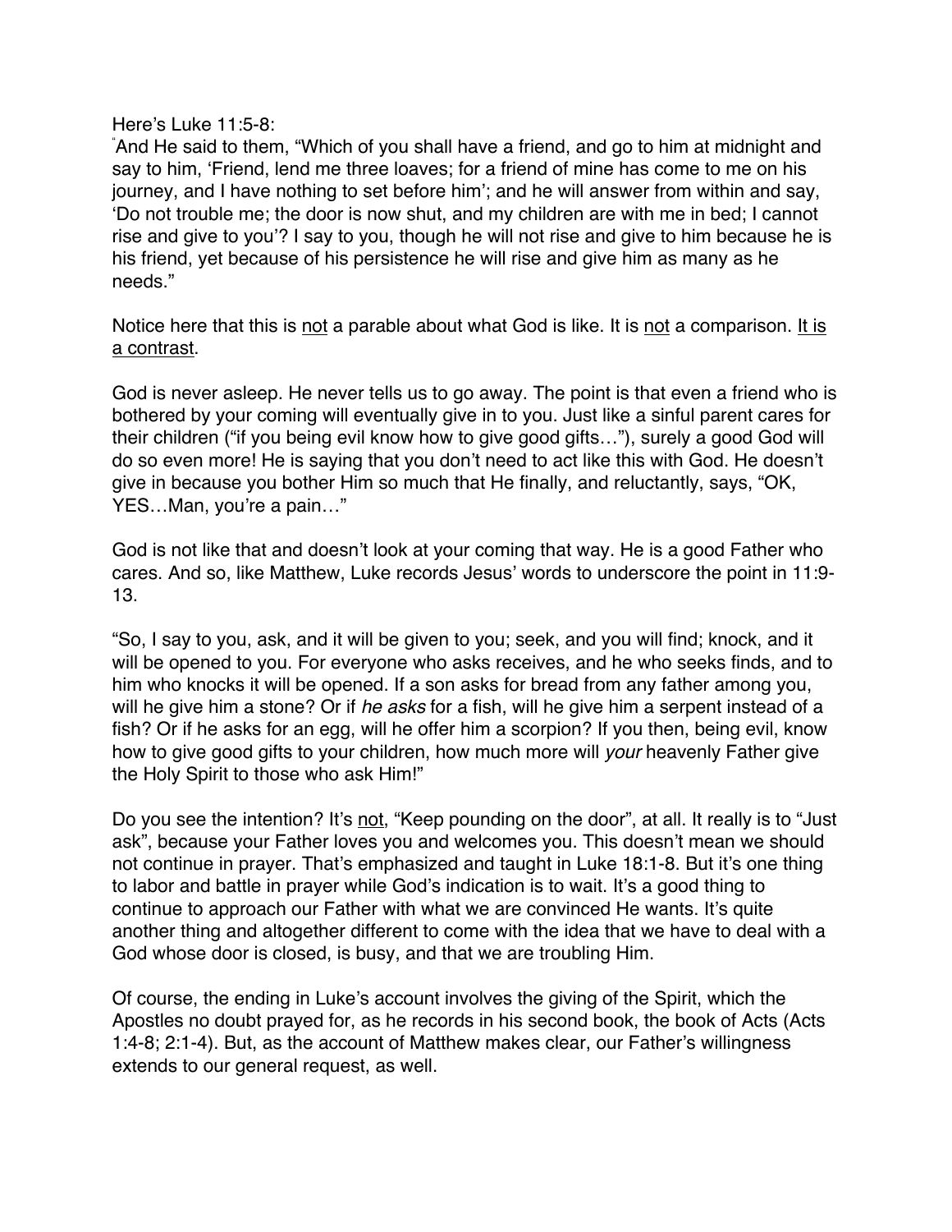Here's Luke 11:5-8:
"And He said to them, "Which of you shall have a friend, and go to him at midnight and say to him, 'Friend, lend me three loaves; for a friend of mine has come to me on his journey, and I have nothing to set before him'; and he will answer from within and say, 'Do not trouble me; the door is now shut, and my children are with me in bed; I cannot rise and give to you'? I say to you, though he will not rise and give to him because he is his friend, yet because of his persistence he will rise and give him as many as he needs."

Notice here that this is <u>not</u> a parable about what God is like. It is <u>not</u> a comparison. <u>It is a contrast</u>.

God is never asleep. He never tells us to go away. The point is that even a friend who is bothered by your coming will eventually give in to you. Just like a sinful parent cares for their children ("if you being evil know how to give good gifts…"), surely a good God will do so even more! He is saying that you don't need to act like this with God. He doesn't give in because you bother Him so much that He finally, and reluctantly, says, "OK, YES…Man, you're a pain…"

God is not like that and doesn't look at your coming that way. He is a good Father who cares. And so, like Matthew, Luke records Jesus' words to underscore the point in 11:9-13.

"So, I say to you, ask, and it will be given to you; seek, and you will find; knock, and it will be opened to you. For everyone who asks receives, and he who seeks finds, and to him who knocks it will be opened. If a son asks for bread from any father among you, will he give him a stone? Or if *he asks* for a fish, will he give him a serpent instead of a fish? Or if he asks for an egg, will he offer him a scorpion? If you then, being evil, know how to give good gifts to your children, how much more will *your* heavenly Father give the Holy Spirit to those who ask Him!"

Do you see the intention? It's <u>not</u>, "Keep pounding on the door", at all. It really is to "Just ask", because your Father loves you and welcomes you. This doesn't mean we should not continue in prayer. That's emphasized and taught in Luke 18:1-8. But it's one thing to labor and battle in prayer while God's indication is to wait. It's a good thing to continue to approach our Father with what we are convinced He wants. It's quite another thing and altogether different to come with the idea that we have to deal with a God whose door is closed, is busy, and that we are troubling Him.

Of course, the ending in Luke's account involves the giving of the Spirit, which the Apostles no doubt prayed for, as he records in his second book, the book of Acts (Acts 1:4-8; 2:1-4). But, as the account of Matthew makes clear, our Father's willingness extends to our general request, as well.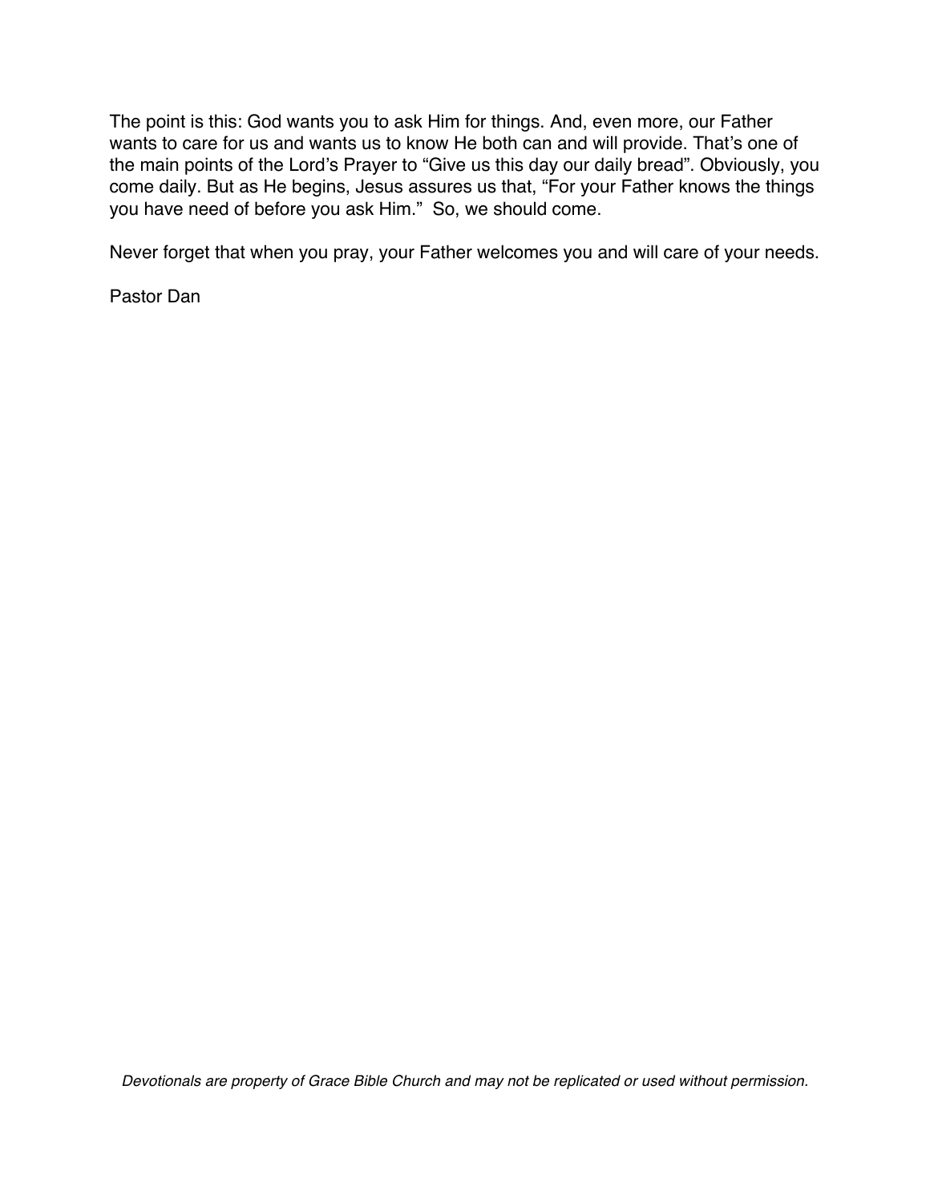The point is this: God wants you to ask Him for things. And, even more, our Father wants to care for us and wants us to know He both can and will provide. That's one of the main points of the Lord's Prayer to "Give us this day our daily bread". Obviously, you come daily. But as He begins, Jesus assures us that, "For your Father knows the things you have need of before you ask Him."  So, we should come.

Never forget that when you pray, your Father welcomes you and will care of your needs.

Pastor Dan

*Devotionals are property of Grace Bible Church and may not be replicated or used without permission.*